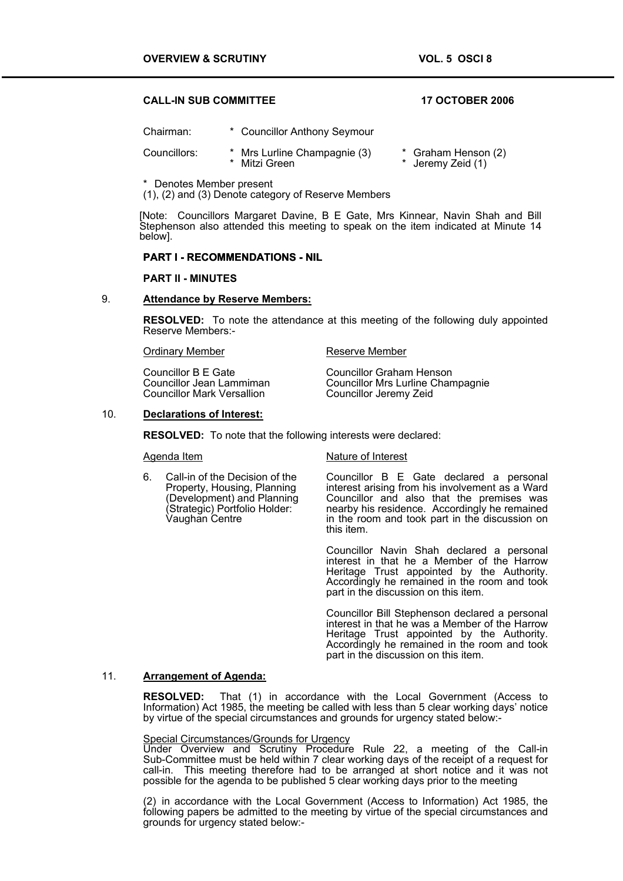**CALL-IN SUB COMMITTEE** **17 OCTOBER 2006**

| | | |
|---|---|---|
| Chairman: | * Councillor Anthony Seymour | |
| Councillors: | * Mrs Lurline Champagnie (3) | * Graham Henson (2) |
| | * Mitzi Green | * Jeremy Zeid (1) |

\* Denotes Member present
(1), (2) and (3) Denote category of Reserve Members

[Note: Councillors Margaret Davine, B E Gate, Mrs Kinnear, Navin Shah and Bill Stephenson also attended this meeting to speak on the item indicated at Minute 14 below].

**PART I - RECOMMENDATIONS - NIL**

**PART II - MINUTES**

9. **Attendance by Reserve Members:**

**RESOLVED:** To note the attendance at this meeting of the following duly appointed Reserve Members:-

| Ordinary Member | Reserve Member |
|---|---|
| Councillor B E Gate | Councillor Graham Henson |
| Councillor Jean Lammiman | Councillor Mrs Lurline Champagnie |
| Councillor Mark Versallion | Councillor Jeremy Zeid |

10. **Declarations of Interest:**

**RESOLVED:** To note that the following interests were declared:

| Agenda Item | Nature of Interest |
|---|---|
| 6. Call-in of the Decision of the Property, Housing, Planning (Development) and Planning (Strategic) Portfolio Holder: Vaughan Centre | Councillor B E Gate declared a personal interest arising from his involvement as a Ward Councillor and also that the premises was nearby his residence. Accordingly he remained in the room and took part in the discussion on this item. |
| | Councillor Navin Shah declared a personal interest in that he a Member of the Harrow Heritage Trust appointed by the Authority. Accordingly he remained in the room and took part in the discussion on this item. |
| | Councillor Bill Stephenson declared a personal interest in that he was a Member of the Harrow Heritage Trust appointed by the Authority. Accordingly he remained in the room and took part in the discussion on this item. |

11. **Arrangement of Agenda:**

**RESOLVED:** That (1) in accordance with the Local Government (Access to Information) Act 1985, the meeting be called with less than 5 clear working days' notice by virtue of the special circumstances and grounds for urgency stated below:-

Special Circumstances/Grounds for Urgency
Under Overview and Scrutiny Procedure Rule 22, a meeting of the Call-in Sub-Committee must be held within 7 clear working days of the receipt of a request for call-in. This meeting therefore had to be arranged at short notice and it was not possible for the agenda to be published 5 clear working days prior to the meeting

(2) in accordance with the Local Government (Access to Information) Act 1985, the following papers be admitted to the meeting by virtue of the special circumstances and grounds for urgency stated below:-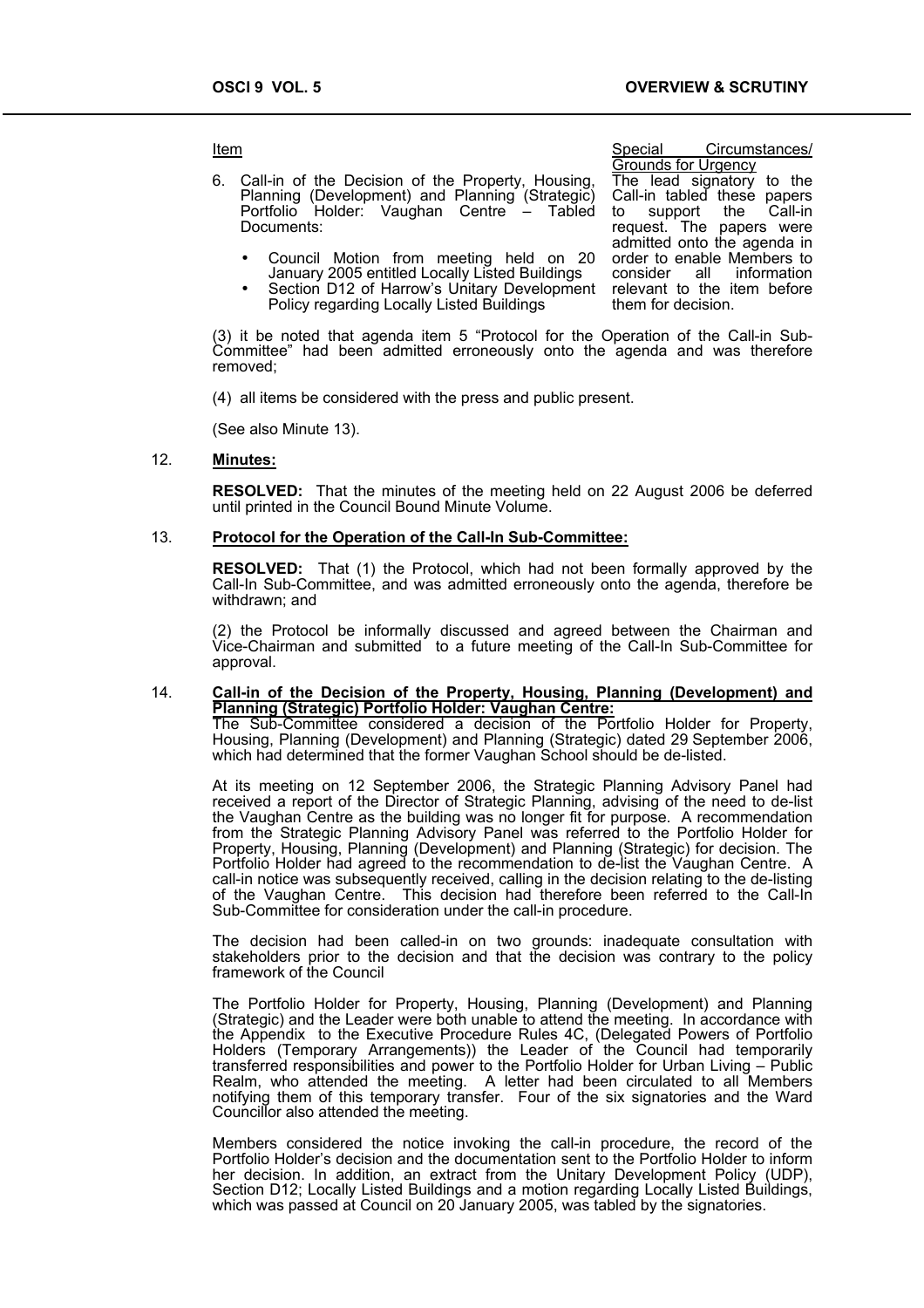| Item | Special Circumstances/ Grounds for Urgency |
|---|---|
| 6. Call-in of the Decision of the Property, Housing, Planning (Development) and Planning (Strategic) Portfolio Holder: Vaughan Centre – Tabled Documents:<br><br>• Council Motion from meeting held on 20 January 2005 entitled Locally Listed Buildings<br>• Section D12 of Harrow's Unitary Development Policy regarding Locally Listed Buildings | The lead signatory to the Call-in tabled these papers to support the Call-in request. The papers were admitted onto the agenda in order to enable Members to consider all information relevant to the item before them for decision. |

(3) it be noted that agenda item 5 "Protocol for the Operation of the Call-in Sub-Committee" had been admitted erroneously onto the agenda and was therefore removed;

(4) all items be considered with the press and public present.

(See also Minute 13).

12. **Minutes:**

**RESOLVED:** That the minutes of the meeting held on 22 August 2006 be deferred until printed in the Council Bound Minute Volume.

13. **Protocol for the Operation of the Call-In Sub-Committee:**

**RESOLVED:** That (1) the Protocol, which had not been formally approved by the Call-In Sub-Committee, and was admitted erroneously onto the agenda, therefore be withdrawn; and

(2) the Protocol be informally discussed and agreed between the Chairman and Vice-Chairman and submitted to a future meeting of the Call-In Sub-Committee for approval.

14. **Call-in of the Decision of the Property, Housing, Planning (Development) and Planning (Strategic) Portfolio Holder: Vaughan Centre:**

The Sub-Committee considered a decision of the Portfolio Holder for Property, Housing, Planning (Development) and Planning (Strategic) dated 29 September 2006, which had determined that the former Vaughan School should be de-listed.

At its meeting on 12 September 2006, the Strategic Planning Advisory Panel had received a report of the Director of Strategic Planning, advising of the need to de-list the Vaughan Centre as the building was no longer fit for purpose. A recommendation from the Strategic Planning Advisory Panel was referred to the Portfolio Holder for Property, Housing, Planning (Development) and Planning (Strategic) for decision. The Portfolio Holder had agreed to the recommendation to de-list the Vaughan Centre. A call-in notice was subsequently received, calling in the decision relating to the de-listing of the Vaughan Centre. This decision had therefore been referred to the Call-In Sub-Committee for consideration under the call-in procedure.

The decision had been called-in on two grounds: inadequate consultation with stakeholders prior to the decision and that the decision was contrary to the policy framework of the Council

The Portfolio Holder for Property, Housing, Planning (Development) and Planning (Strategic) and the Leader were both unable to attend the meeting. In accordance with the Appendix to the Executive Procedure Rules 4C, (Delegated Powers of Portfolio Holders (Temporary Arrangements)) the Leader of the Council had temporarily transferred responsibilities and power to the Portfolio Holder for Urban Living – Public Realm, who attended the meeting. A letter had been circulated to all Members notifying them of this temporary transfer. Four of the six signatories and the Ward Councillor also attended the meeting.

Members considered the notice invoking the call-in procedure, the record of the Portfolio Holder's decision and the documentation sent to the Portfolio Holder to inform her decision. In addition, an extract from the Unitary Development Policy (UDP), Section D12; Locally Listed Buildings and a motion regarding Locally Listed Buildings, which was passed at Council on 20 January 2005, was tabled by the signatories.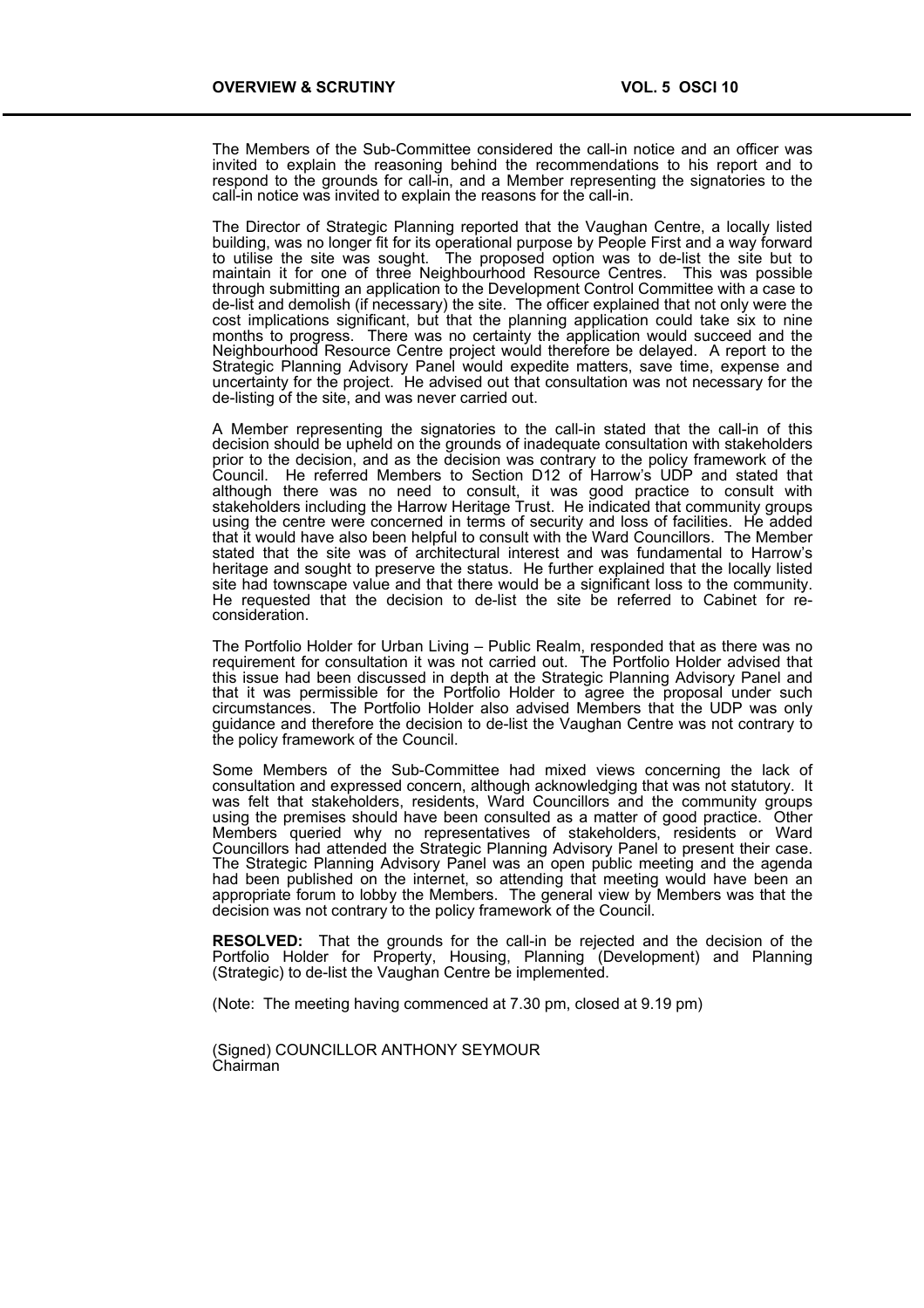The Members of the Sub-Committee considered the call-in notice and an officer was invited to explain the reasoning behind the recommendations to his report and to respond to the grounds for call-in, and a Member representing the signatories to the call-in notice was invited to explain the reasons for the call-in.

The Director of Strategic Planning reported that the Vaughan Centre, a locally listed building, was no longer fit for its operational purpose by People First and a way forward to utilise the site was sought. The proposed option was to de-list the site but to maintain it for one of three Neighbourhood Resource Centres. This was possible through submitting an application to the Development Control Committee with a case to de-list and demolish (if necessary) the site. The officer explained that not only were the cost implications significant, but that the planning application could take six to nine months to progress. There was no certainty the application would succeed and the Neighbourhood Resource Centre project would therefore be delayed. A report to the Strategic Planning Advisory Panel would expedite matters, save time, expense and uncertainty for the project. He advised out that consultation was not necessary for the de-listing of the site, and was never carried out.

A Member representing the signatories to the call-in stated that the call-in of this decision should be upheld on the grounds of inadequate consultation with stakeholders prior to the decision, and as the decision was contrary to the policy framework of the Council. He referred Members to Section D12 of Harrow's UDP and stated that although there was no need to consult, it was good practice to consult with stakeholders including the Harrow Heritage Trust. He indicated that community groups using the centre were concerned in terms of security and loss of facilities. He added that it would have also been helpful to consult with the Ward Councillors. The Member stated that the site was of architectural interest and was fundamental to Harrow's heritage and sought to preserve the status. He further explained that the locally listed site had townscape value and that there would be a significant loss to the community. He requested that the decision to de-list the site be referred to Cabinet for re-consideration.

The Portfolio Holder for Urban Living – Public Realm, responded that as there was no requirement for consultation it was not carried out. The Portfolio Holder advised that this issue had been discussed in depth at the Strategic Planning Advisory Panel and that it was permissible for the Portfolio Holder to agree the proposal under such circumstances. The Portfolio Holder also advised Members that the UDP was only guidance and therefore the decision to de-list the Vaughan Centre was not contrary to the policy framework of the Council.

Some Members of the Sub-Committee had mixed views concerning the lack of consultation and expressed concern, although acknowledging that was not statutory. It was felt that stakeholders, residents, Ward Councillors and the community groups using the premises should have been consulted as a matter of good practice. Other Members queried why no representatives of stakeholders, residents or Ward Councillors had attended the Strategic Planning Advisory Panel to present their case. The Strategic Planning Advisory Panel was an open public meeting and the agenda had been published on the internet, so attending that meeting would have been an appropriate forum to lobby the Members. The general view by Members was that the decision was not contrary to the policy framework of the Council.

**RESOLVED:** That the grounds for the call-in be rejected and the decision of the Portfolio Holder for Property, Housing, Planning (Development) and Planning (Strategic) to de-list the Vaughan Centre be implemented.

(Note: The meeting having commenced at 7.30 pm, closed at 9.19 pm)

(Signed) COUNCILLOR ANTHONY SEYMOUR
Chairman